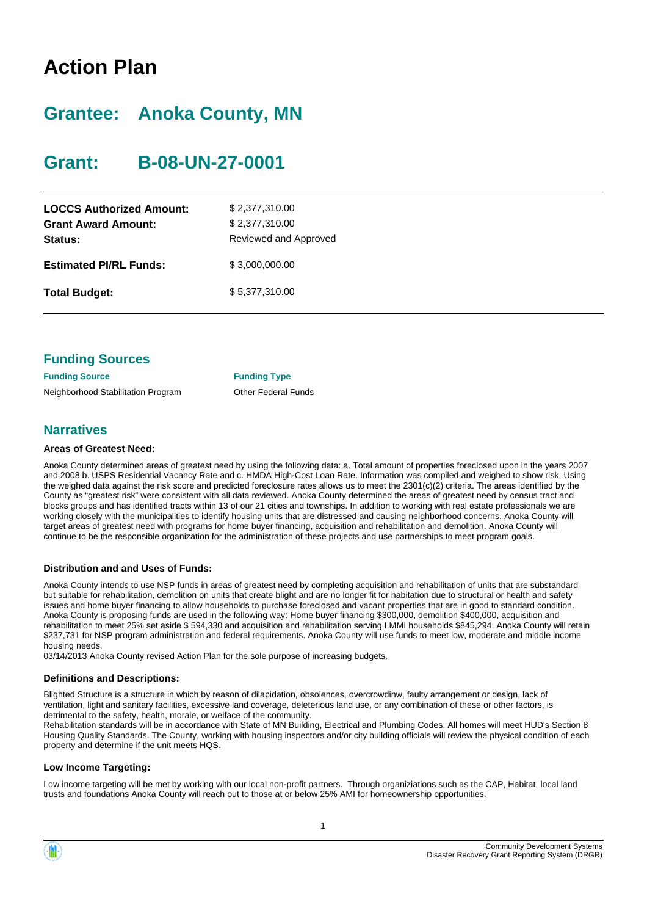# Action Plan

## Grantee: Anoka County, MN

## Grant: B-08-UN-27-0001

| | |
|---|---|
| **LOCCS Authorized Amount:** | $ 2,377,310.00 |
| **Grant Award Amount:** | $ 2,377,310.00 |
| **Status:** | Reviewed and Approved |
| **Estimated PI/RL Funds:** | $ 3,000,000.00 |
| **Total Budget:** | $ 5,377,310.00 |

## Funding Sources

| Funding Source | Funding Type |
|---|---|
| Neighborhood Stabilization Program | Other Federal Funds |

## Narratives

#### Areas of Greatest Need:

Anoka County determined areas of greatest need by using the following data: a. Total amount of properties foreclosed upon in the years 2007 and 2008 b. USPS Residential Vacancy Rate and c. HMDA High-Cost Loan Rate. Information was compiled and weighed to show risk. Using the weighed data against the risk score and predicted foreclosure rates allows us to meet the 2301(c)(2) criteria. The areas identified by the County as "greatest risk" were consistent with all data reviewed. Anoka County determined the areas of greatest need by census tract and blocks groups and has identified tracts within 13 of our 21 cities and townships. In addition to working with real estate professionals we are working closely with the municipalities to identify housing units that are distressed and causing neighborhood concerns. Anoka County will target areas of greatest need with programs for home buyer financing, acquisition and rehabilitation and demolition. Anoka County will continue to be the responsible organization for the administration of these projects and use partnerships to meet program goals.

#### Distribution and and Uses of Funds:

Anoka County intends to use NSP funds in areas of greatest need by completing acquisition and rehabilitation of units that are substandard but suitable for rehabilitation, demolition on units that create blight and are no longer fit for habitation due to structural or health and safety issues and home buyer financing to allow households to purchase foreclosed and vacant properties that are in good to standard condition. Anoka County is proposing funds are used in the following way: Home buyer financing $300,000, demolition $400,000, acquisition and rehabilitation to meet 25% set aside $ 594,330 and acquisition and rehabilitation serving LMMI households $845,294. Anoka County will retain $237,731 for NSP program administration and federal requirements. Anoka County will use funds to meet low, moderate and middle income housing needs.
03/14/2013 Anoka County revised Action Plan for the sole purpose of increasing budgets.

#### Definitions and Descriptions:

Blighted Structure is a structure in which by reason of dilapidation, obsolences, overcrowdinw, faulty arrangement or design, lack of ventilation, light and sanitary facilities, excessive land coverage, deleterious land use, or any combination of these or other factors, is detrimental to the safety, health, morale, or welfare of the community.
Rehabilitation standards will be in accordance with State of MN Building, Electrical and Plumbing Codes. All homes will meet HUD's Section 8 Housing Quality Standards. The County, working with housing inspectors and/or city building officials will review the physical condition of each property and determine if the unit meets HQS.

#### Low Income Targeting:

Low income targeting will be met by working with our local non-profit partners. Through organiziations such as the CAP, Habitat, local land trusts and foundations Anoka County will reach out to those at or below 25% AMI for homeownership opportunities.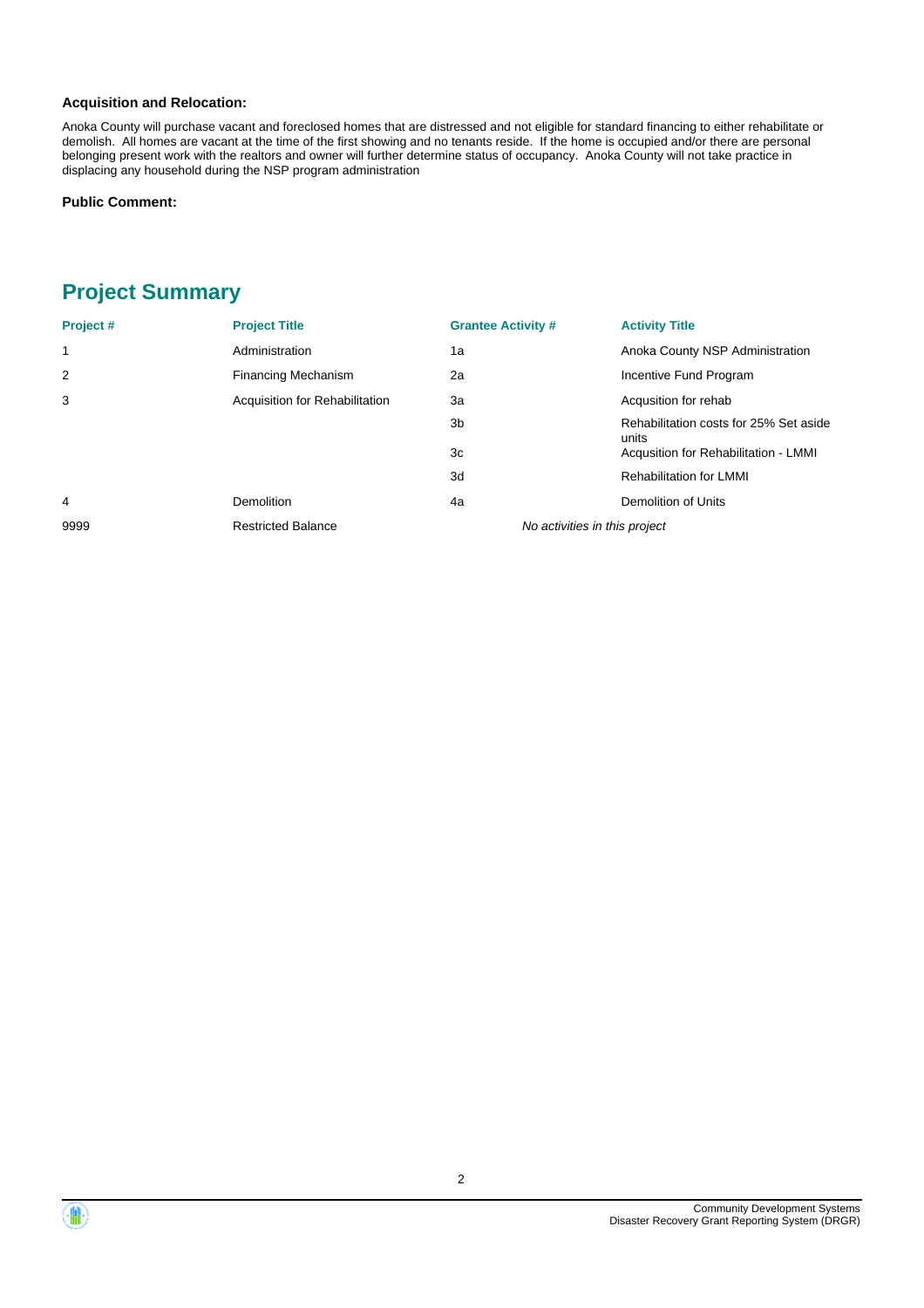**Acquisition and Relocation:**

Anoka County will purchase vacant and foreclosed homes that are distressed and not eligible for standard financing to either rehabilitate or demolish.  All homes are vacant at the time of the first showing and no tenants reside.  If the home is occupied and/or there are personal belonging present work with the realtors and owner will further determine status of occupancy.  Anoka County will not take practice in displacing any household during the NSP program administration

**Public Comment:**

## Project Summary

| Project # | Project Title | Grantee Activity # | Activity Title |
|---|---|---|---|
| 1 | Administration | 1a | Anoka County NSP Administration |
| 2 | Financing Mechanism | 2a | Incentive Fund Program |
| 3 | Acquisition for Rehabilitation | 3a | Acqusition for rehab |
| | | 3b | Rehabilitation costs for 25% Set aside units |
| | | 3c | Acqusition for Rehabilitation - LMMI |
| | | 3d | Rehabilitation for LMMI |
| 4 | Demolition | 4a | Demolition of Units |
| 9999 | Restricted Balance | *No activities in this project* | |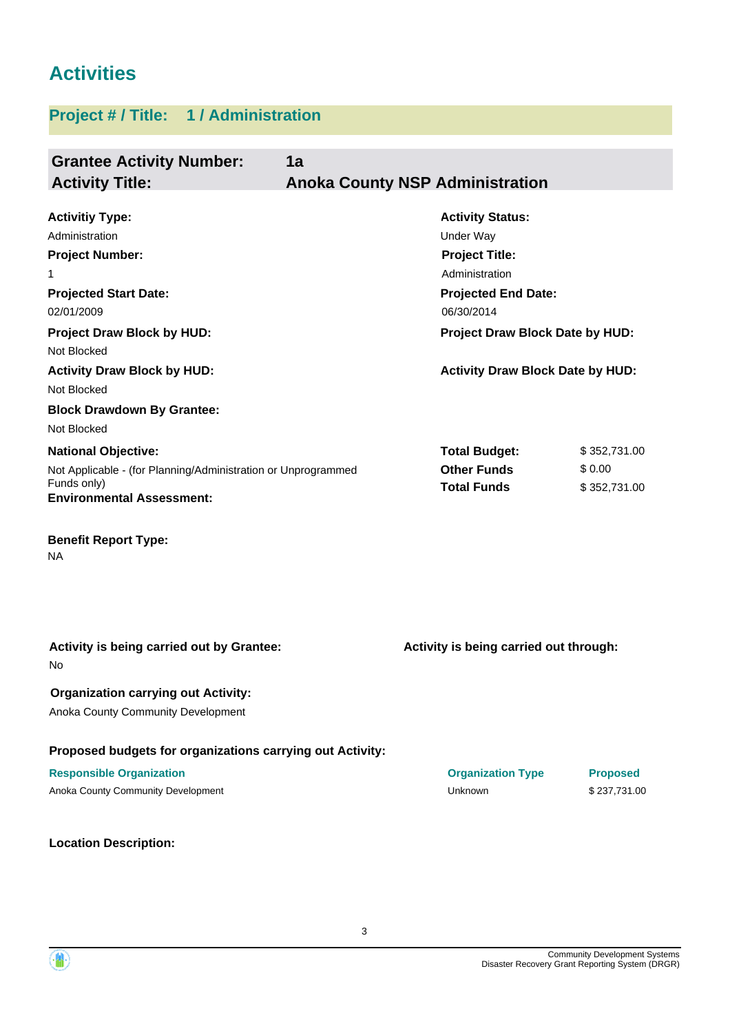# Activities

## Project # / Title: 1 / Administration

**Grantee Activity Number:** 1a
**Activity Title:** Anoka County NSP Administration

**Activitiy Type:**
Administration

**Activity Status:**
Under Way

**Project Number:**
1

**Project Title:**
Administration

**Projected Start Date:**
02/01/2009

**Projected End Date:**
06/30/2014

**Project Draw Block by HUD:**
Not Blocked

**Project Draw Block Date by HUD:**

**Activity Draw Block by HUD:**
Not Blocked

**Activity Draw Block Date by HUD:**

**Block Drawdown By Grantee:**
Not Blocked

**National Objective:**
Not Applicable - (for Planning/Administration or Unprogrammed Funds only)

| | |
|---|---|
| **Total Budget:** | $ 352,731.00 |
| **Other Funds** | $ 0.00 |
| **Total Funds** | $ 352,731.00 |

**Environmental Assessment:**

**Benefit Report Type:**
NA

**Activity is being carried out by Grantee:**
No

**Activity is being carried out through:**

**Organization carrying out Activity:**
Anoka County Community Development

**Proposed budgets for organizations carrying out Activity:**

| Responsible Organization | Organization Type | Proposed |
|---|---|---|
| Anoka County Community Development | Unknown | $ 237,731.00 |

**Location Description:**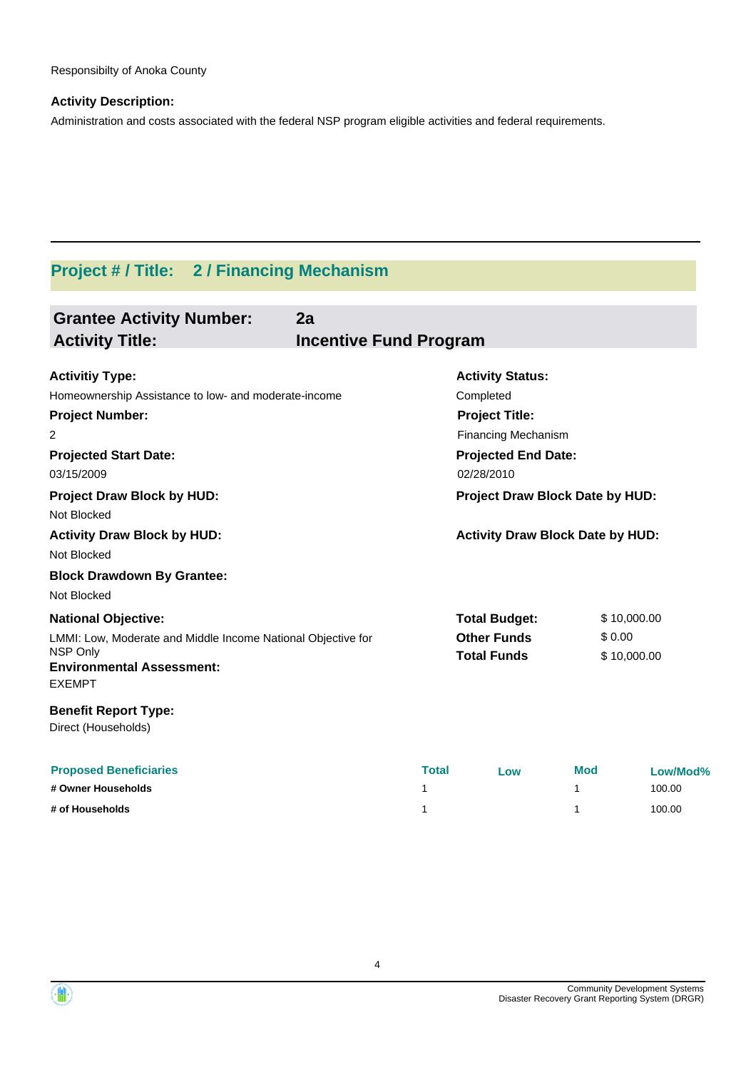Responsibilty of Anoka County

**Activity Description:**

Administration and costs associated with the federal NSP program eligible activities and federal requirements.

## Project # / Title: 2 / Financing Mechanism

### Grantee Activity Number: 2a
### Activity Title: Incentive Fund Program

**Activitiy Type:**
Homeownership Assistance to low- and moderate-income

**Activity Status:**
Completed

**Project Number:**
2

**Project Title:**
Financing Mechanism

**Projected Start Date:**
03/15/2009

**Projected End Date:**
02/28/2010

**Project Draw Block by HUD:**
Not Blocked

**Project Draw Block Date by HUD:**

**Activity Draw Block by HUD:**
Not Blocked

**Activity Draw Block Date by HUD:**

**Block Drawdown By Grantee:**
Not Blocked

**National Objective:**
LMMI: Low, Moderate and Middle Income National Objective for NSP Only

| | |
|---|---|
| **Total Budget:** | $ 10,000.00 |
| **Other Funds** | $ 0.00 |
| **Total Funds** | $ 10,000.00 |

**Environmental Assessment:**
EXEMPT

**Benefit Report Type:**
Direct (Households)

| Proposed Beneficiaries | Total | Low | Mod | Low/Mod% |
|---|---|---|---|---|
| # Owner Households | 1 | | 1 | 100.00 |
| # of Households | 1 | | 1 | 100.00 |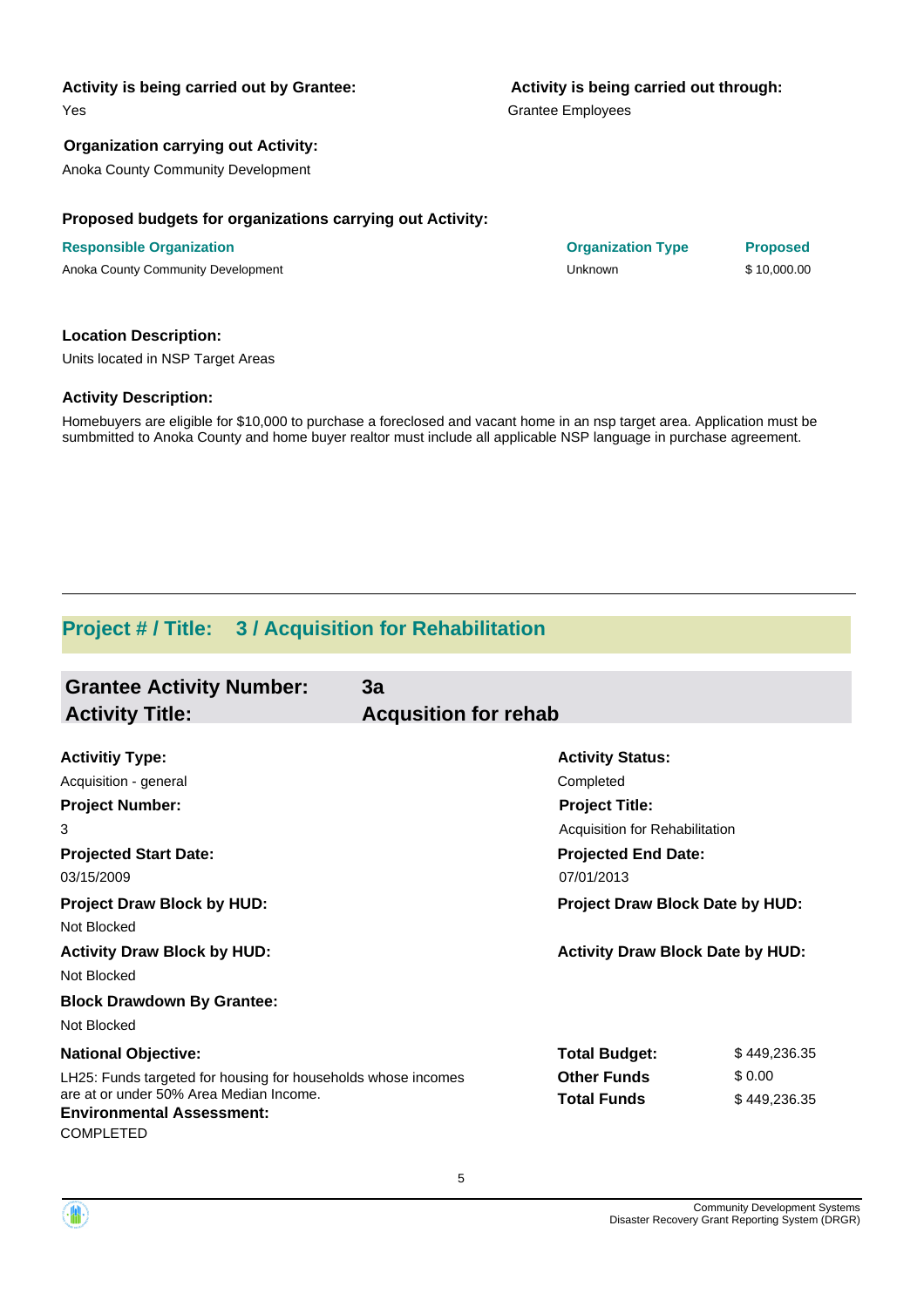**Activity is being carried out by Grantee:**
Yes

**Activity is being carried out through:**
Grantee Employees

**Organization carrying out Activity:**
Anoka County Community Development

**Proposed budgets for organizations carrying out Activity:**

| Responsible Organization | Organization Type | Proposed |
| --- | --- | --- |
| Anoka County Community Development | Unknown | $ 10,000.00 |

**Location Description:**

Units located in NSP Target Areas

**Activity Description:**

Homebuyers are eligible for $10,000 to purchase a foreclosed and vacant home in an nsp target area. Application must be sumbmitted to Anoka County and home buyer realtor must include all applicable NSP language in purchase agreement.

---

## Project # / Title: 3 / Acquisition for Rehabilitation

### Grantee Activity Number: 3a
### Activity Title: Acqusition for rehab

**Activitiy Type:**
Acquisition - general

**Activity Status:**
Completed

**Project Number:**
3

**Project Title:**
Acquisition for Rehabilitation

**Projected Start Date:**
03/15/2009

**Projected End Date:**
07/01/2013

**Project Draw Block by HUD:**
Not Blocked

**Project Draw Block Date by HUD:**

**Activity Draw Block by HUD:**
Not Blocked

**Activity Draw Block Date by HUD:**

**Block Drawdown By Grantee:**
Not Blocked

**National Objective:**
LH25: Funds targeted for housing for households whose incomes are at or under 50% Area Median Income.

**Environmental Assessment:**
COMPLETED

| | |
| --- | --- |
| **Total Budget:** | $ 449,236.35 |
| **Other Funds** | $ 0.00 |
| **Total Funds** | $ 449,236.35 |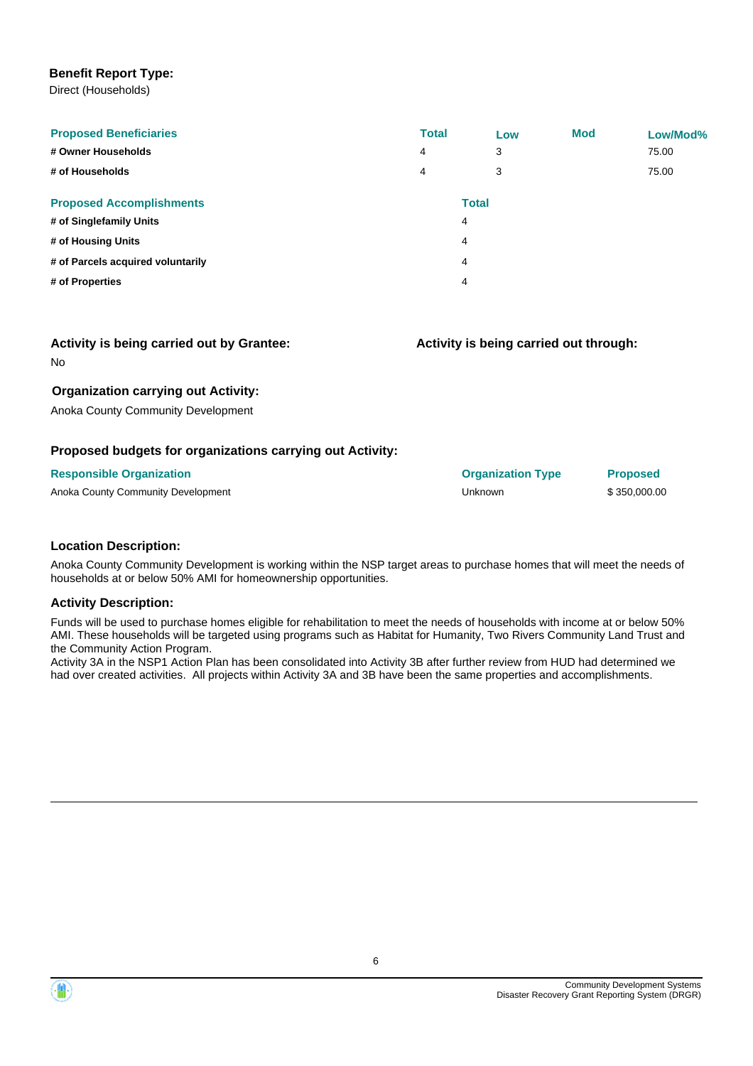**Benefit Report Type:**

Direct (Households)

| Proposed Beneficiaries | Total | Low | Mod | Low/Mod% |
|---|---|---|---|---|
| # Owner Households | 4 | 3 | | 75.00 |
| # of Households | 4 | 3 | | 75.00 |

| Proposed Accomplishments | Total |
|---|---|
| # of Singlefamily Units | 4 |
| # of Housing Units | 4 |
| # of Parcels acquired voluntarily | 4 |
| # of Properties | 4 |

**Activity is being carried out by Grantee:**

No

**Activity is being carried out through:**

**Organization carrying out Activity:**

Anoka County Community Development

**Proposed budgets for organizations carrying out Activity:**

| Responsible Organization | Organization Type | Proposed |
|---|---|---|
| Anoka County Community Development | Unknown | $ 350,000.00 |

**Location Description:**

Anoka County Community Development is working within the NSP target areas to purchase homes that will meet the needs of households at or below 50% AMI for homeownership opportunities.

**Activity Description:**

Funds will be used to purchase homes eligible for rehabilitation to meet the needs of households with income at or below 50% AMI. These households will be targeted using programs such as Habitat for Humanity, Two Rivers Community Land Trust and the Community Action Program.
Activity 3A in the NSP1 Action Plan has been consolidated into Activity 3B after further review from HUD had determined we had over created activities. All projects within Activity 3A and 3B have been the same properties and accomplishments.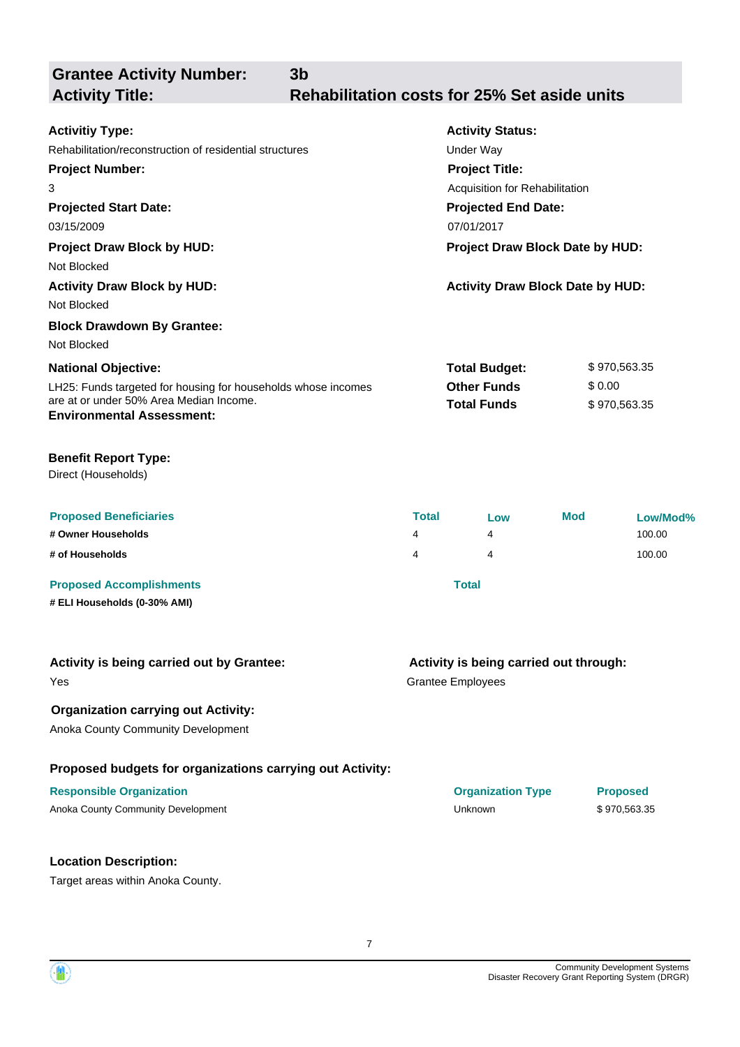## Grantee Activity Number: 3b
## Activity Title: Rehabilitation costs for 25% Set aside units

**Activitiy Type:**
Rehabilitation/reconstruction of residential structures

**Activity Status:**
Under Way

**Project Number:**
3

**Project Title:**
Acquisition for Rehabilitation

**Projected Start Date:**
03/15/2009

**Projected End Date:**
07/01/2017

**Project Draw Block by HUD:**
Not Blocked

**Project Draw Block Date by HUD:**

**Activity Draw Block by HUD:**
Not Blocked

**Activity Draw Block Date by HUD:**

**Block Drawdown By Grantee:**
Not Blocked

**National Objective:**
LH25: Funds targeted for housing for households whose incomes are at or under 50% Area Median Income.

| | |
|---|---|
| **Total Budget:** | $ 970,563.35 |
| **Other Funds** | $ 0.00 |
| **Total Funds** | $ 970,563.35 |

**Environmental Assessment:**

**Benefit Report Type:**
Direct (Households)

| Proposed Beneficiaries | Total | Low | Mod | Low/Mod% |
|---|---|---|---|---|
| **# Owner Households** | 4 | 4 | | 100.00 |
| **# of Households** | 4 | 4 | | 100.00 |

| Proposed Accomplishments | Total |
|---|---|
| **# ELI Households (0-30% AMI)** | |

**Activity is being carried out by Grantee:**
Yes

**Activity is being carried out through:**
Grantee Employees

**Organization carrying out Activity:**
Anoka County Community Development

**Proposed budgets for organizations carrying out Activity:**

| Responsible Organization | Organization Type | Proposed |
|---|---|---|
| Anoka County Community Development | Unknown | $ 970,563.35 |

**Location Description:**
Target areas within Anoka County.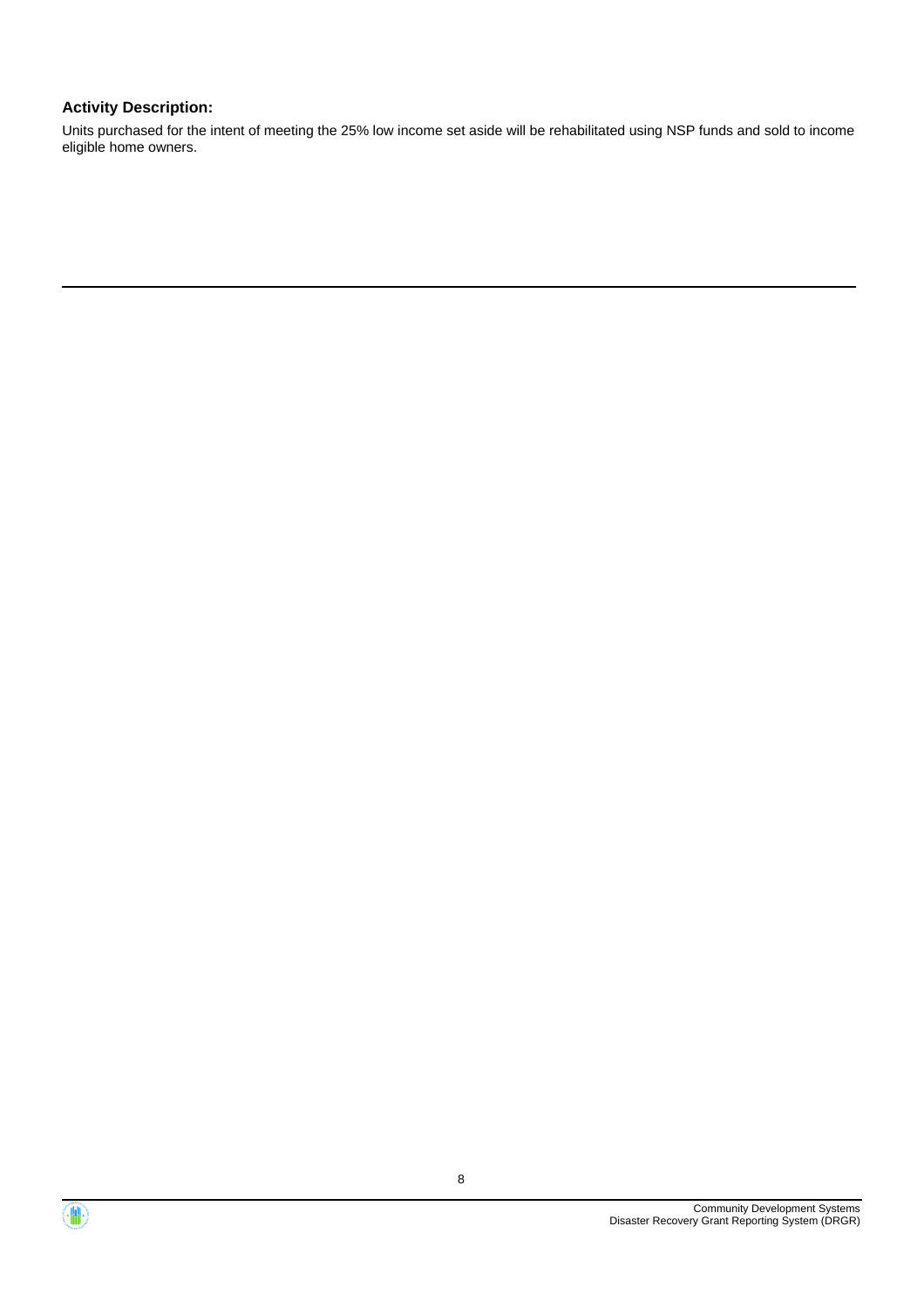**Activity Description:**

Units purchased for the intent of meeting the 25% low income set aside will be rehabilitated using NSP funds and sold to income eligible home owners.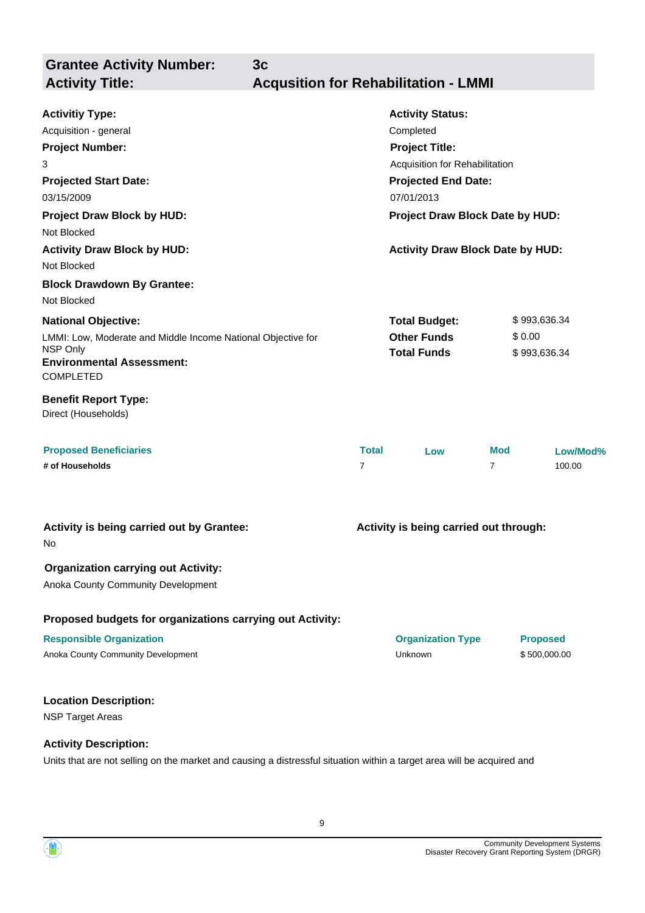**Grantee Activity Number:** 3c
**Activity Title:** Acqusition for Rehabilitation - LMMI

**Activitiy Type:**
Acquisition - general

**Activity Status:**
Completed

**Project Number:**
3

**Project Title:**
Acquisition for Rehabilitation

**Projected Start Date:**
03/15/2009

**Projected End Date:**
07/01/2013

**Project Draw Block by HUD:**
Not Blocked

**Project Draw Block Date by HUD:**

**Activity Draw Block by HUD:**
Not Blocked

**Activity Draw Block Date by HUD:**

**Block Drawdown By Grantee:**
Not Blocked

**National Objective:**
LMMI: Low, Moderate and Middle Income National Objective for NSP Only

| | |
|---|---|
| **Total Budget:** | $ 993,636.34 |
| **Other Funds** | $ 0.00 |
| **Total Funds** | $ 993,636.34 |

**Environmental Assessment:**
COMPLETED

**Benefit Report Type:**
Direct (Households)

| Proposed Beneficiaries | Total | Low | Mod | Low/Mod% |
|---|---|---|---|---|
| **# of Households** | 7 | | 7 | 100.00 |

**Activity is being carried out by Grantee:**
No

**Activity is being carried out through:**

**Organization carrying out Activity:**
Anoka County Community Development

**Proposed budgets for organizations carrying out Activity:**

| Responsible Organization | Organization Type | Proposed |
|---|---|---|
| Anoka County Community Development | Unknown | $ 500,000.00 |

**Location Description:**
NSP Target Areas

**Activity Description:**
Units that are not selling on the market and causing a distressful situation within a target area will be acquired and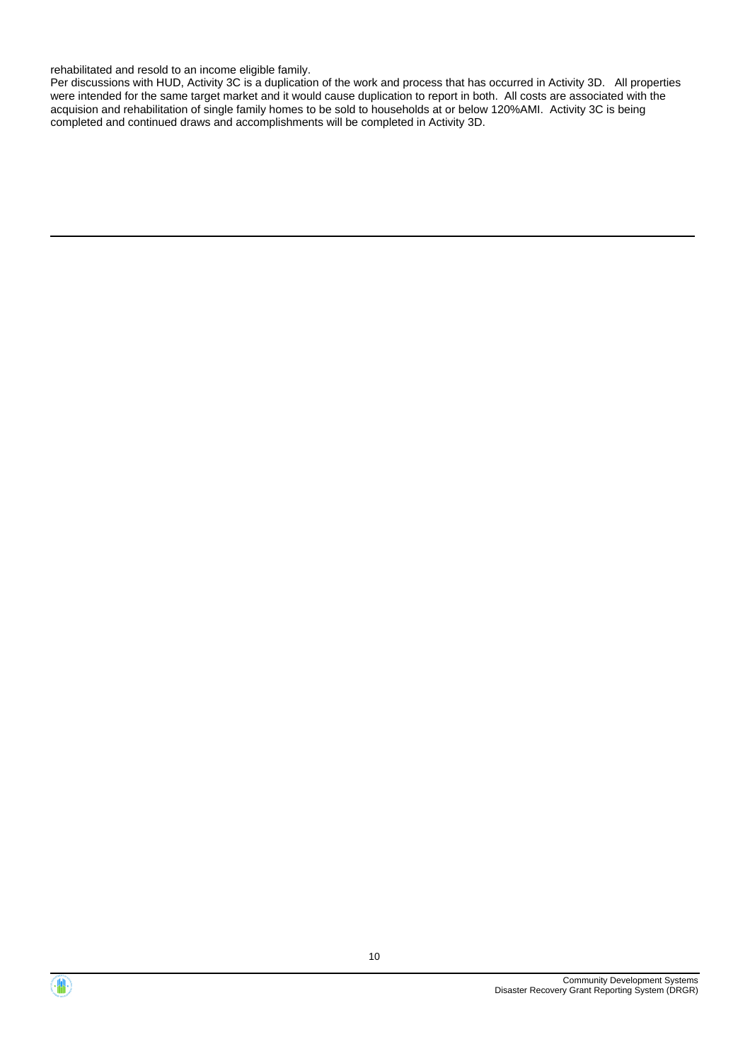rehabilitated and resold to an income eligible family.

Per discussions with HUD, Activity 3C is a duplication of the work and process that has occurred in Activity 3D. All properties were intended for the same target market and it would cause duplication to report in both. All costs are associated with the acquision and rehabilitation of single family homes to be sold to households at or below 120%AMI. Activity 3C is being completed and continued draws and accomplishments will be completed in Activity 3D.

---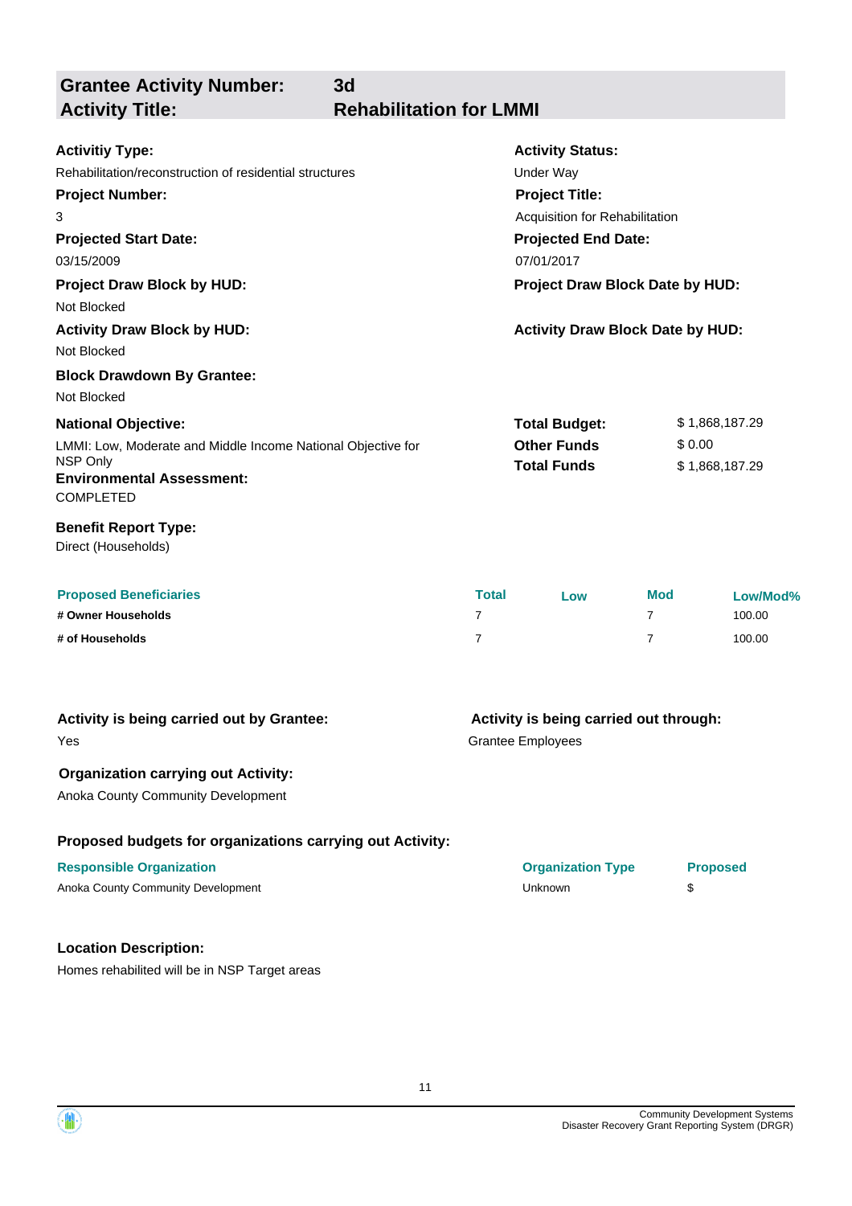## Grantee Activity Number: 3d
## Activity Title: Rehabilitation for LMMI

**Activitiy Type:**
Rehabilitation/reconstruction of residential structures

**Activity Status:**
Under Way

**Project Number:**
3

**Project Title:**
Acquisition for Rehabilitation

**Projected Start Date:**
03/15/2009

**Projected End Date:**
07/01/2017

**Project Draw Block by HUD:**
Not Blocked

**Project Draw Block Date by HUD:**

**Activity Draw Block by HUD:**
Not Blocked

**Activity Draw Block Date by HUD:**

**Block Drawdown By Grantee:**
Not Blocked

**National Objective:**
LMMI: Low, Moderate and Middle Income National Objective for NSP Only

**Total Budget:** $ 1,868,187.29
**Other Funds** $ 0.00
**Total Funds** $ 1,868,187.29

**Environmental Assessment:**
COMPLETED

**Benefit Report Type:**
Direct (Households)

| Proposed Beneficiaries | Total | Low | Mod | Low/Mod% |
|---|---|---|---|---|
| # Owner Households | 7 | | 7 | 100.00 |
| # of Households | 7 | | 7 | 100.00 |

**Activity is being carried out by Grantee:**
Yes

**Activity is being carried out through:**
Grantee Employees

**Organization carrying out Activity:**
Anoka County Community Development

**Proposed budgets for organizations carrying out Activity:**

| Responsible Organization | Organization Type | Proposed |
|---|---|---|
| Anoka County Community Development | Unknown | $ |

**Location Description:**
Homes rehabilited will be in NSP Target areas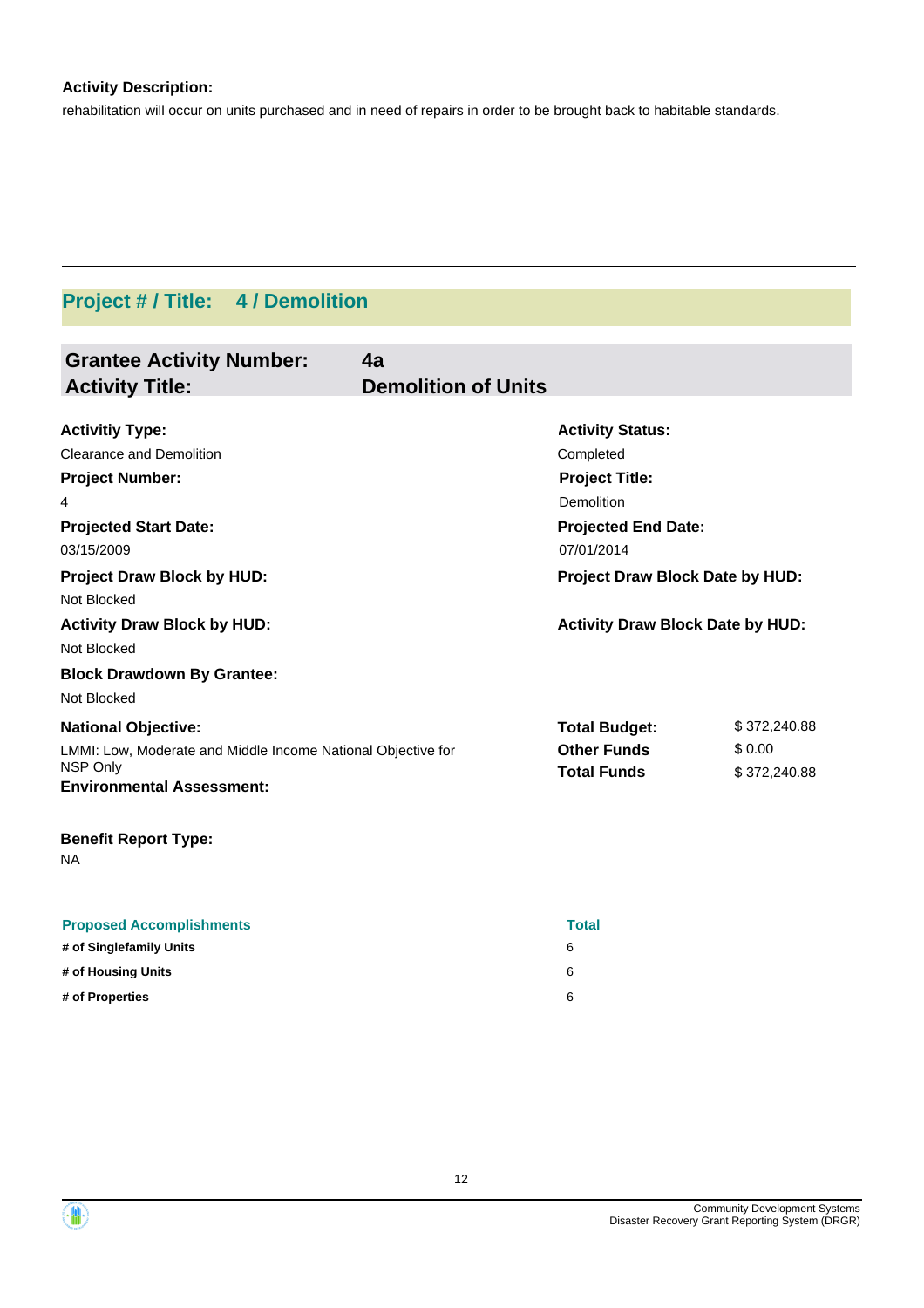**Activity Description:**

rehabilitation will occur on units purchased and in need of repairs in order to be brought back to habitable standards.

## Project # / Title: 4 / Demolition

### Grantee Activity Number: 4a
### Activity Title: Demolition of Units

**Activitiy Type:**
Clearance and Demolition

**Activity Status:**
Completed

**Project Number:**
4

**Project Title:**
Demolition

**Projected Start Date:**
03/15/2009

**Projected End Date:**
07/01/2014

**Project Draw Block by HUD:**
Not Blocked

**Project Draw Block Date by HUD:**

**Activity Draw Block by HUD:**
Not Blocked

**Activity Draw Block Date by HUD:**

**Block Drawdown By Grantee:**
Not Blocked

**National Objective:**
LMMI: Low, Moderate and Middle Income National Objective for NSP Only

| | |
|---|---|
| **Total Budget:** | $ 372,240.88 |
| **Other Funds** | $ 0.00 |
| **Total Funds** | $ 372,240.88 |

**Environmental Assessment:**

**Benefit Report Type:**
NA

| Proposed Accomplishments | Total |
|---|---|
| # of Singlefamily Units | 6 |
| # of Housing Units | 6 |
| # of Properties | 6 |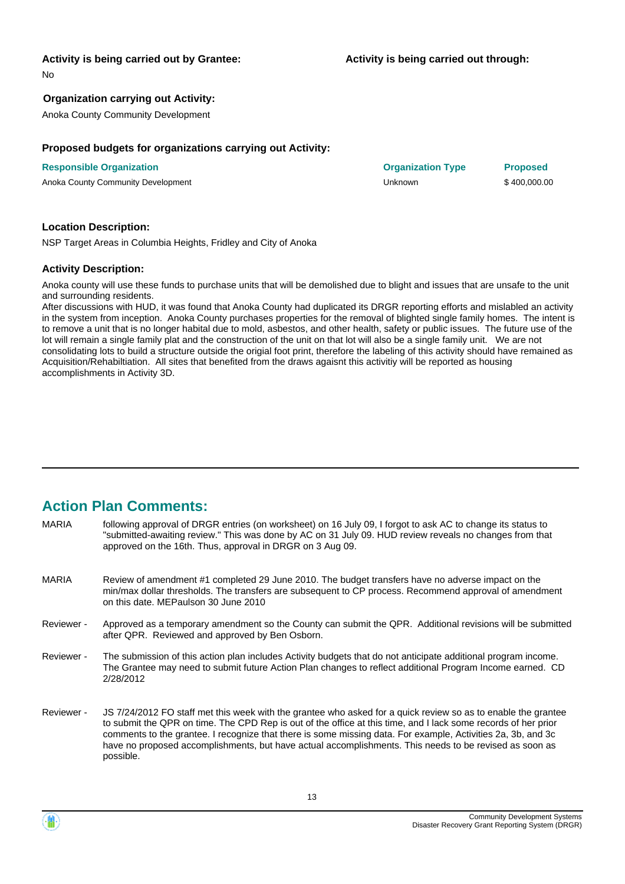**Activity is being carried out by Grantee:**

No

**Activity is being carried out through:**

**Organization carrying out Activity:**

Anoka County Community Development

**Proposed budgets for organizations carrying out Activity:**

| Responsible Organization | Organization Type | Proposed |
| --- | --- | --- |
| Anoka County Community Development | Unknown | $ 400,000.00 |

**Location Description:**

NSP Target Areas in Columbia Heights, Fridley and City of Anoka

**Activity Description:**

Anoka county will use these funds to purchase units that will be demolished due to blight and issues that are unsafe to the unit and surrounding residents.
After discussions with HUD, it was found that Anoka County had duplicated its DRGR reporting efforts and mislabled an activity in the system from inception. Anoka County purchases properties for the removal of blighted single family homes. The intent is to remove a unit that is no longer habital due to mold, asbestos, and other health, safety or public issues. The future use of the lot will remain a single family plat and the construction of the unit on that lot will also be a single family unit. We are not consolidating lots to build a structure outside the origial foot print, therefore the labeling of this activity should have remained as Acquisition/Rehabiltiation. All sites that benefited from the draws agaisnt this activitiy will be reported as housing accomplishments in Activity 3D.

## Action Plan Comments:

| | |
| --- | --- |
| MARIA | following approval of DRGR entries (on worksheet) on 16 July 09, I forgot to ask AC to change its status to "submitted-awaiting review." This was done by AC on 31 July 09. HUD review reveals no changes from that approved on the 16th. Thus, approval in DRGR on 3 Aug 09. |
| MARIA | Review of amendment #1 completed 29 June 2010. The budget transfers have no adverse impact on the min/max dollar thresholds. The transfers are subsequent to CP process. Recommend approval of amendment on this date. MEPaulson 30 June 2010 |
| Reviewer - | Approved as a temporary amendment so the County can submit the QPR. Additional revisions will be submitted after QPR. Reviewed and approved by Ben Osborn. |
| Reviewer - | The submission of this action plan includes Activity budgets that do not anticipate additional program income. The Grantee may need to submit future Action Plan changes to reflect additional Program Income earned. CD 2/28/2012 |
| Reviewer - | JS 7/24/2012 FO staff met this week with the grantee who asked for a quick review so as to enable the grantee to submit the QPR on time. The CPD Rep is out of the office at this time, and I lack some records of her prior comments to the grantee. I recognize that there is some missing data. For example, Activities 2a, 3b, and 3c have no proposed accomplishments, but have actual accomplishments. This needs to be revised as soon as possible. |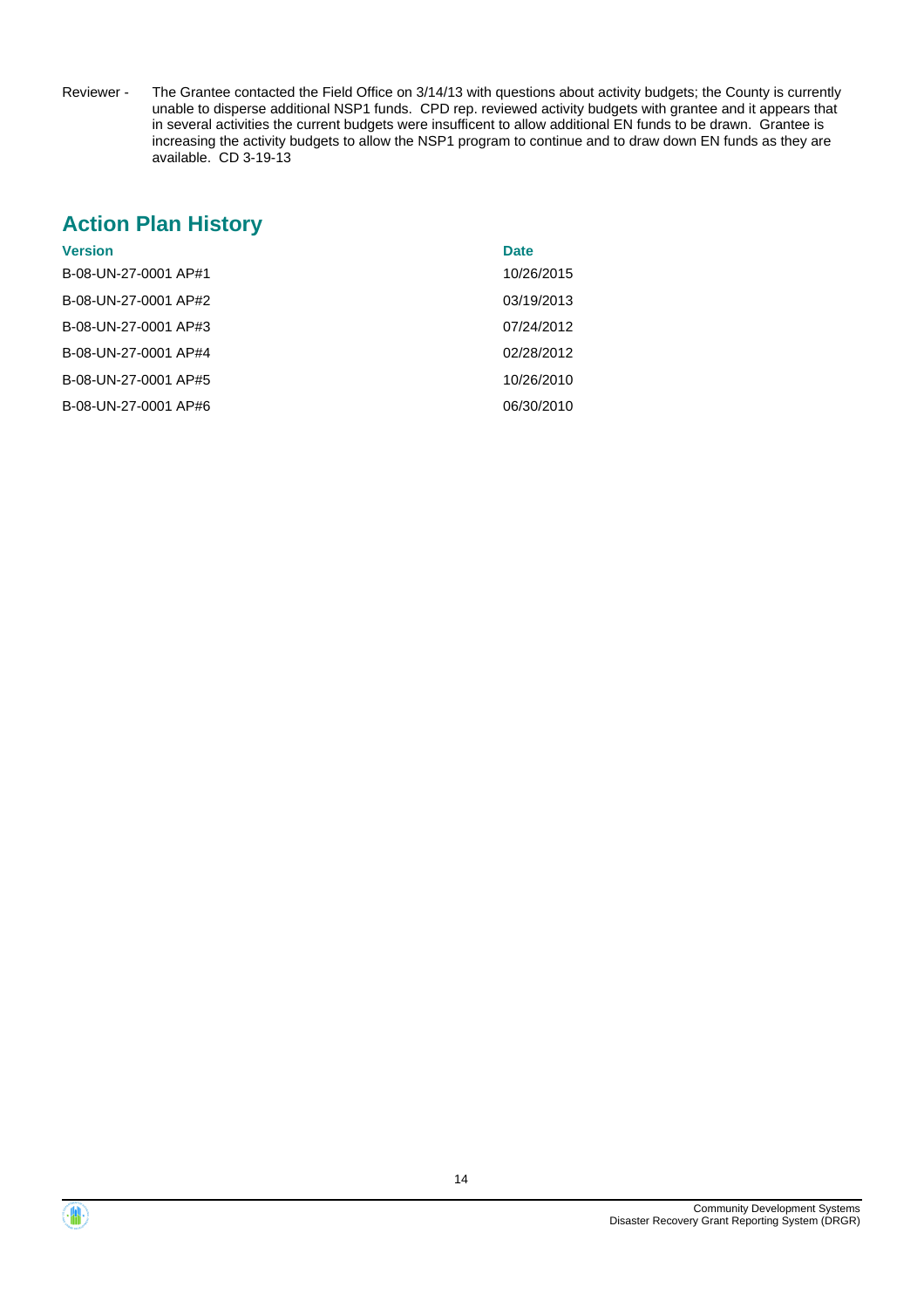Reviewer - The Grantee contacted the Field Office on 3/14/13 with questions about activity budgets; the County is currently unable to disperse additional NSP1 funds. CPD rep. reviewed activity budgets with grantee and it appears that in several activities the current budgets were insufficent to allow additional EN funds to be drawn. Grantee is increasing the activity budgets to allow the NSP1 program to continue and to draw down EN funds as they are available. CD 3-19-13

## Action Plan History

| Version | Date |
| --- | --- |
| B-08-UN-27-0001 AP#1 | 10/26/2015 |
| B-08-UN-27-0001 AP#2 | 03/19/2013 |
| B-08-UN-27-0001 AP#3 | 07/24/2012 |
| B-08-UN-27-0001 AP#4 | 02/28/2012 |
| B-08-UN-27-0001 AP#5 | 10/26/2010 |
| B-08-UN-27-0001 AP#6 | 06/30/2010 |